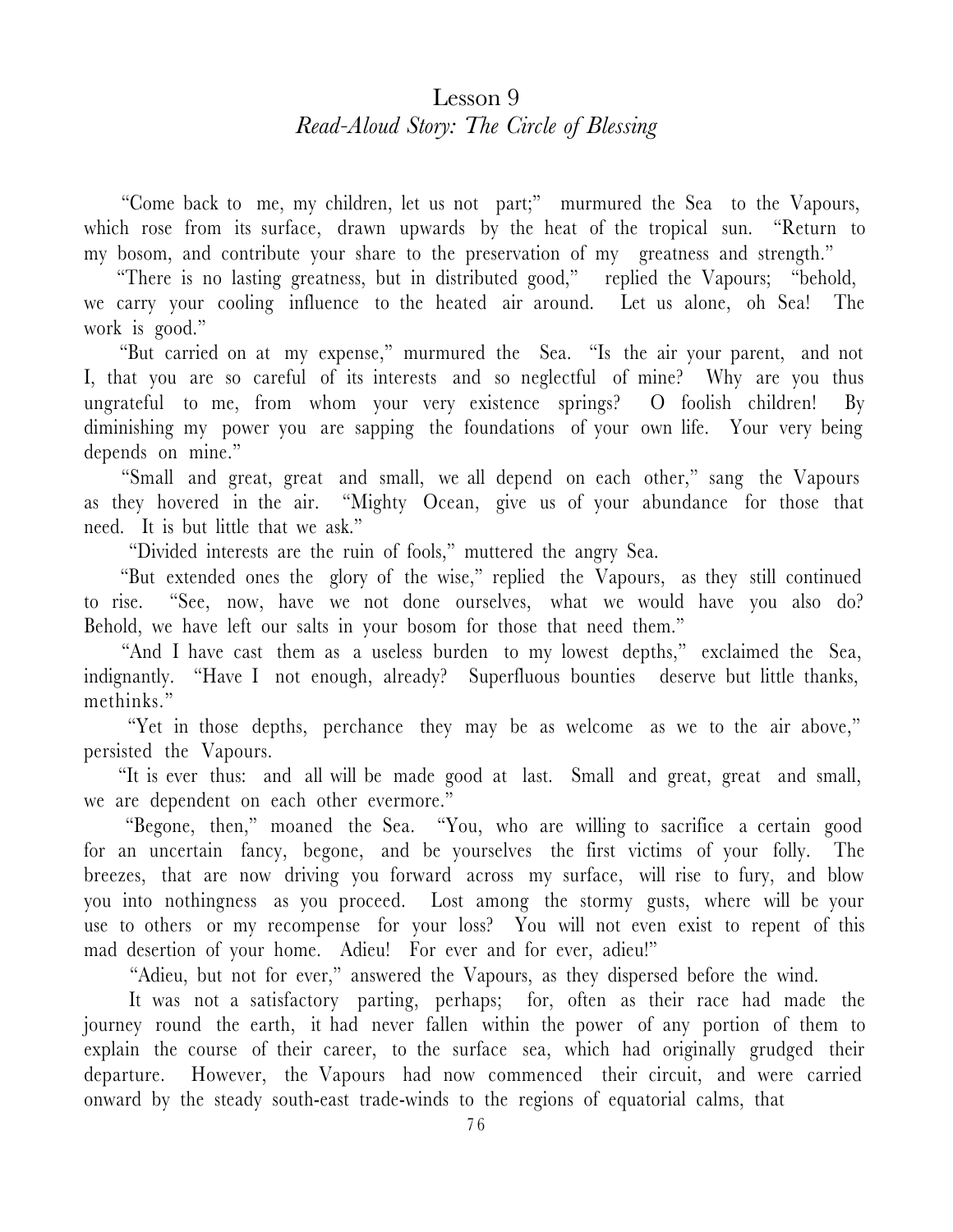# Lesson 9

## *Read-Aloud Story: The Circle of Blessing*

"Come back to me, my children, let us not part;" murmured the Sea to the Vapours, which rose from its surface, drawn upwards by the heat of the tropical sun. "Return to my bosom, and contribute your share to the preservation of my greatness and strength."

"There is no lasting greatness, but in distributed good," replied the Vapours; "behold, we carry your cooling influence to the heated air around. Let us alone, oh Sea! The work is good."

"But carried on at my expense," murmured the Sea. "Is the air your parent, and not I, that you are so careful of its interests and so neglectful of mine? Why are you thus ungrateful to me, from whom your very existence springs? O foolish children! By diminishing my power you are sapping the foundations of your own life. Your very being depends on mine."

"Small and great, great and small, we all depend on each other," sang the Vapours as they hovered in the air. "Mighty Ocean, give us of your abundance for those that need. It is but little that we ask."

"Divided interests are the ruin of fools," muttered the angry Sea.

"But extended ones the glory of the wise," replied the Vapours, as they still continued to rise. "See, now, have we not done ourselves, what we would have you also do? Behold, we have left our salts in your bosom for those that need them."

"And I have cast them as a useless burden to my lowest depths," exclaimed the Sea, indignantly. "Have I not enough, already? Superfluous bounties deserve but little thanks, methinks."

"Yet in those depths, perchance they may be as welcome as we to the air above," persisted the Vapours.

"It is ever thus: and all will be made good at last. Small and great, great and small, we are dependent on each other evermore."

"Begone, then," moaned the Sea. "You, who are willing to sacrifice a certain good for an uncertain fancy, begone, and be yourselves the first victims of your folly. The breezes, that are now driving you forward across my surface, will rise to fury, and blow you into nothingness as you proceed. Lost among the stormy gusts, where will be your use to others or my recompense for your loss? You will not even exist to repent of this mad desertion of your home. Adieu! For ever and for ever, adieu!"

"Adieu, but not for ever," answered the Vapours, as they dispersed before the wind.

It was not a satisfactory parting, perhaps; for, often as their race had made the journey round the earth, it had never fallen within the power of any portion of them to explain the course of their career, to the surface sea, which had originally grudged their departure. However, the Vapours had now commenced their circuit, and were carried onward by the steady south-east trade-winds to the regions of equatorial calms, that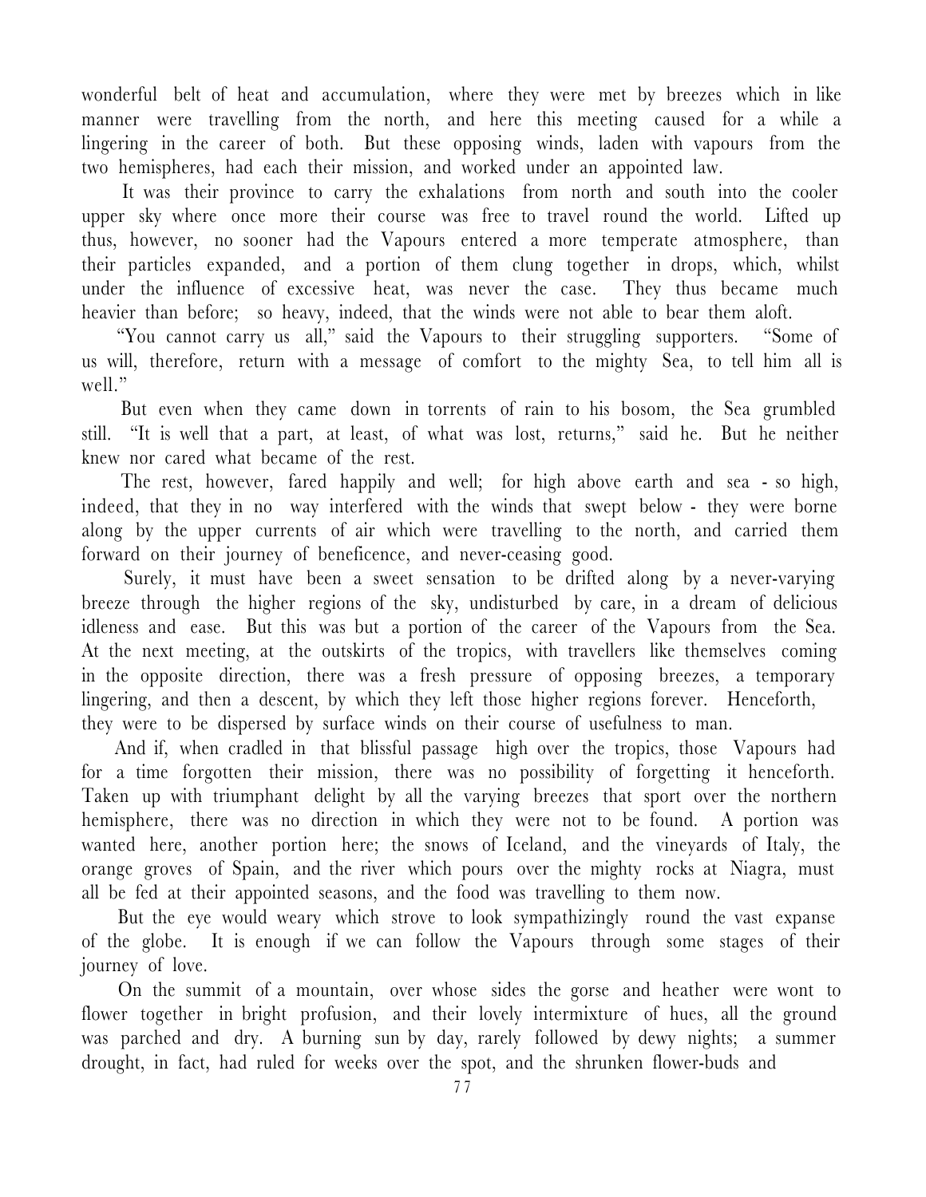wonderful belt of heat and accumulation, where they were met by breezes which in like manner were travelling from the north, and here this meeting caused for a while a lingering in the career of both. But these opposing winds, laden with vapours from the two hemispheres, had each their mission, and worked under an appointed law.

It was their province to carry the exhalations from north and south into the cooler upper sky where once more their course was free to travel round the world. Lifted up thus, however, no sooner had the Vapours entered a more temperate atmosphere, than their particles expanded, and a portion of them clung together in drops, which, whilst under the influence of excessive heat, was never the case. They thus became much heavier than before; so heavy, indeed, that the winds were not able to bear them aloft.

"You cannot carry us all," said the Vapours to their struggling supporters. "Some of us will, therefore, return with a message of comfort to the mighty Sea, to tell him all is well."

But even when they came down in torrents of rain to his bosom, the Sea grumbled still. "It is well that a part, at least, of what was lost, returns," said he. But he neither knew nor cared what became of the rest.

The rest, however, fared happily and well; for high above earth and sea - so high, indeed, that they in no way interfered with the winds that swept below - they were borne along by the upper currents of air which were travelling to the north, and carried them forward on their journey of beneficence, and never-ceasing good.

Surely, it must have been a sweet sensation to be drifted along by a never-varying breeze through the higher regions of the sky, undisturbed by care, in a dream of delicious idleness and ease. But this was but a portion of the career of the Vapours from the Sea. At the next meeting, at the outskirts of the tropics, with travellers like themselves coming in the opposite direction, there was a fresh pressure of opposing breezes, a temporary lingering, and then a descent, by which they left those higher regions forever. Henceforth, they were to be dispersed by surface winds on their course of usefulness to man.

And if, when cradled in that blissful passage high over the tropics, those Vapours had for a time forgotten their mission, there was no possibility of forgetting it henceforth. Taken up with triumphant delight by all the varying breezes that sport over the northern hemisphere, there was no direction in which they were not to be found. A portion was wanted here, another portion here; the snows of Iceland, and the vineyards of Italy, the orange groves of Spain, and the river which pours over the mighty rocks at Niagra, must all be fed at their appointed seasons, and the food was travelling to them now.

But the eye would weary which strove to look sympathizingly round the vast expanse of the globe. It is enough if we can follow the Vapours through some stages of their journey of love.

On the summit of a mountain, over whose sides the gorse and heather were wont to flower together in bright profusion, and their lovely intermixture of hues, all the ground was parched and dry. A burning sun by day, rarely followed by dewy nights; a summer drought, in fact, had ruled for weeks over the spot, and the shrunken flower-buds and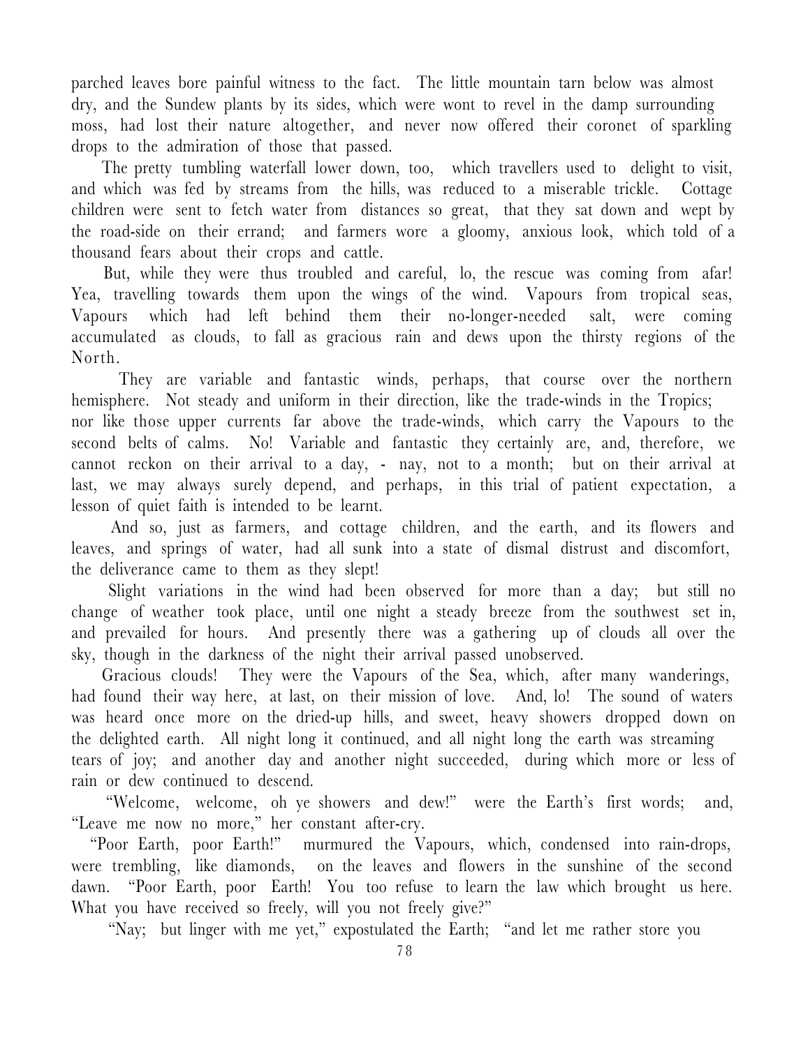parched leaves bore painful witness to the fact. The little mountain tarn below was almost dry, and the Sundew plants by its sides, which were wont to revel in the damp surrounding moss, had lost their nature altogether, and never now offered their coronet of sparkling drops to the admiration of those that passed.

The pretty tumbling waterfall lower down, too, which travellers used to delight to visit, and which was fed by streams from the hills, was reduced to a miserable trickle. Cottage children were sent to fetch water from distances so great, that they sat down and wept by the road-side on their errand; and farmers wore a gloomy, anxious look, which told of a thousand fears about their crops and cattle.

But, while they were thus troubled and careful, lo, the rescue was coming from afar! Yea, travelling towards them upon the wings of the wind. Vapours from tropical seas, Vapours which had left behind them their no-longer-needed salt, were coming accumulated as clouds, to fall as gracious rain and dews upon the thirsty regions of the North.

They are variable and fantastic winds, perhaps, that course over the northern hemisphere. Not steady and uniform in their direction, like the trade-winds in the Tropics; nor like those upper currents far above the trade-winds, which carry the Vapours to the second belts of calms. No! Variable and fantastic they certainly are, and, therefore, we cannot reckon on their arrival to a day, - nay, not to a month; but on their arrival at last, we may always surely depend, and perhaps, in this trial of patient expectation, a lesson of quiet faith is intended to be learnt.

And so, just as farmers, and cottage children, and the earth, and its flowers and leaves, and springs of water, had all sunk into a state of dismal distrust and discomfort, the deliverance came to them as they slept!

Slight variations in the wind had been observed for more than a day; but still no change of weather took place, until one night a steady breeze from the southwest set in, and prevailed for hours. And presently there was a gathering up of clouds all over the sky, though in the darkness of the night their arrival passed unobserved.

Gracious clouds! They were the Vapours of the Sea, which, after many wanderings, had found their way here, at last, on their mission of love. And, lo! The sound of waters was heard once more on the dried-up hills, and sweet, heavy showers dropped down on the delighted earth. All night long it continued, and all night long the earth was streaming tears of joy; and another day and another night succeeded, during which more or less of rain or dew continued to descend.

"Welcome, welcome, oh ye showers and dew!" were the Earth's first words; and, "Leave me now no more," her constant after-cry.

"Poor Earth, poor Earth!" murmured the Vapours, which, condensed into rain-drops, were trembling, like diamonds, on the leaves and flowers in the sunshine of the second dawn. "Poor Earth, poor Earth! You too refuse to learn the law which brought us here. What you have received so freely, will you not freely give?"

"Nay; but linger with me yet," expostulated the Earth; "and let me rather store you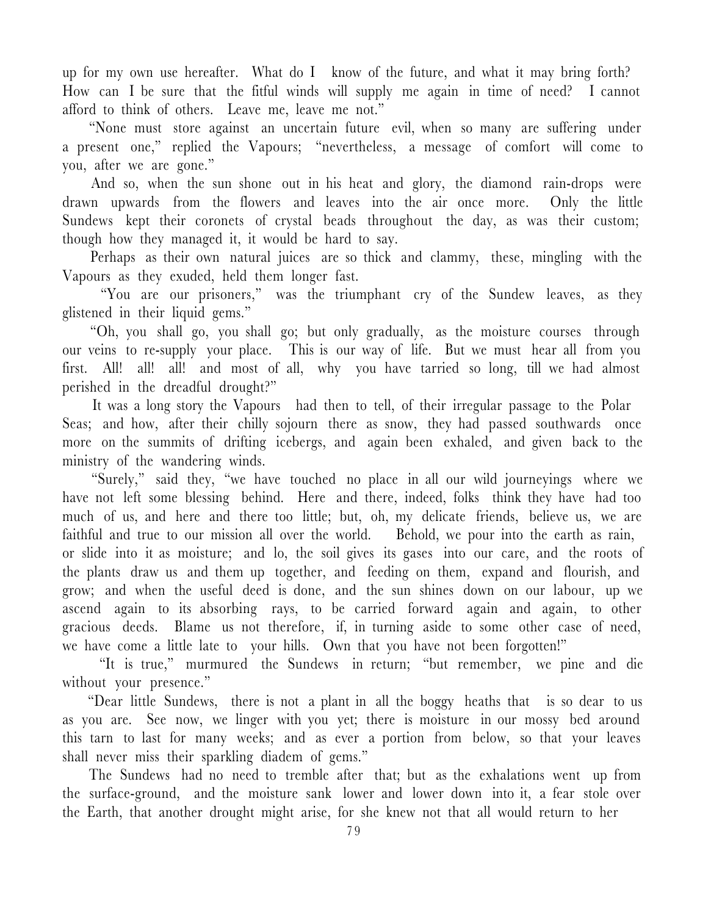up for my own use hereafter. What do I know of the future, and what it may bring forth? How can I be sure that the fitful winds will supply me again in time of need? I cannot afford to think of others. Leave me, leave me not."

"None must store against an uncertain future evil, when so many are suffering under a present one," replied the Vapours; "nevertheless, a message of comfort will come to you, after we are gone."

And so, when the sun shone out in his heat and glory, the diamond rain-drops were drawn upwards from the flowers and leaves into the air once more. Only the little Sundews kept their coronets of crystal beads throughout the day, as was their custom; though how they managed it, it would be hard to say.

Perhaps as their own natural juices are so thick and clammy, these, mingling with the Vapours as they exuded, held them longer fast.

"You are our prisoners," was the triumphant cry of the Sundew leaves, as they glistened in their liquid gems."

"Oh, you shall go, you shall go; but only gradually, as the moisture courses through our veins to re-supply your place. This is our way of life. But we must hear all from you first. All! all! all! and most of all, why you have tarried so long, till we had almost perished in the dreadful drought?"

It was a long story the Vapours had then to tell, of their irregular passage to the Polar Seas; and how, after their chilly sojourn there as snow, they had passed southwards once more on the summits of drifting icebergs, and again been exhaled, and given back to the ministry of the wandering winds.

"Surely," said they, "we have touched no place in all our wild journeyings where we have not left some blessing behind. Here and there, indeed, folks think they have had too much of us, and here and there too little; but, oh, my delicate friends, believe us, we are faithful and true to our mission all over the world. Behold, we pour into the earth as rain, or slide into it as moisture; and lo, the soil gives its gases into our care, and the roots of the plants draw us and them up together, and feeding on them, expand and flourish, and grow; and when the useful deed is done, and the sun shines down on our labour, up we ascend again to its absorbing rays, to be carried forward again and again, to other gracious deeds. Blame us not therefore, if, in turning aside to some other case of need, we have come a little late to your hills. Own that you have not been forgotten!"

"It is true," murmured the Sundews in return; "but remember, we pine and die without your presence."

"Dear little Sundews, there is not a plant in all the boggy heaths that is so dear to us as you are. See now, we linger with you yet; there is moisture in our mossy bed around this tarn to last for many weeks; and as ever a portion from below, so that your leaves shall never miss their sparkling diadem of gems."

The Sundews had no need to tremble after that; but as the exhalations went up from the surface-ground, and the moisture sank lower and lower down into it, a fear stole over the Earth, that another drought might arise, for she knew not that all would return to her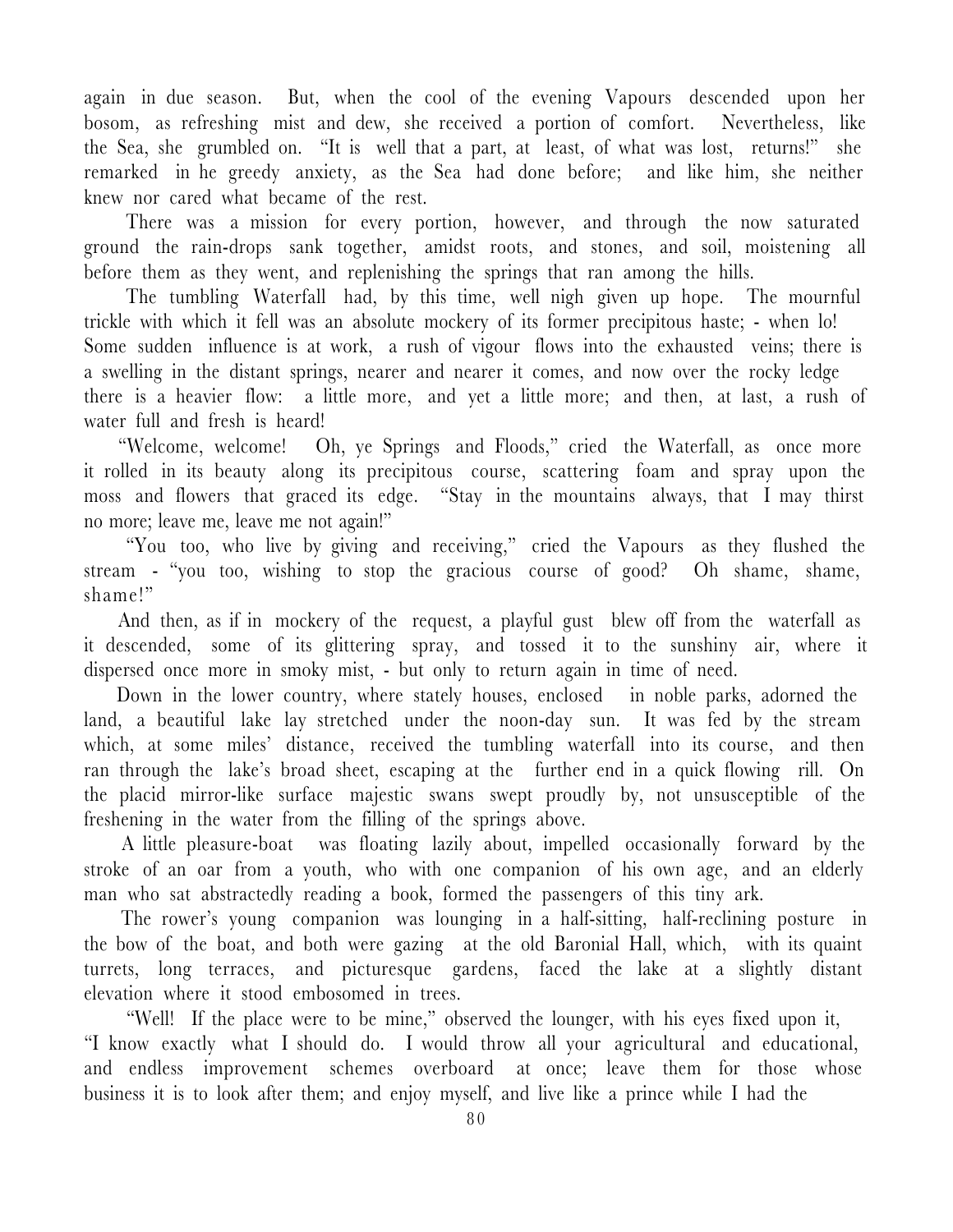again in due season. But, when the cool of the evening Vapours descended upon her bosom, as refreshing mist and dew, she received a portion of comfort. Nevertheless, like the Sea, she grumbled on. "It is well that a part, at least, of what was lost, returns!" she remarked in he greedy anxiety, as the Sea had done before; and like him, she neither knew nor cared what became of the rest.

There was a mission for every portion, however, and through the now saturated ground the rain-drops sank together, amidst roots, and stones, and soil, moistening all before them as they went, and replenishing the springs that ran among the hills.

The tumbling Waterfall had, by this time, well nigh given up hope. The mournful trickle with which it fell was an absolute mockery of its former precipitous haste; - when lo! Some sudden influence is at work, a rush of vigour flows into the exhausted veins; there is a swelling in the distant springs, nearer and nearer it comes, and now over the rocky ledge there is a heavier flow: a little more, and yet a little more; and then, at last, a rush of water full and fresh is heard!

"Welcome, welcome! Oh, ye Springs and Floods," cried the Waterfall, as once more it rolled in its beauty along its precipitous course, scattering foam and spray upon the moss and flowers that graced its edge. "Stay in the mountains always, that I may thirst no more; leave me, leave me not again!"

"You too, who live by giving and receiving," cried the Vapours as they flushed the stream - "you too, wishing to stop the gracious course of good? Oh shame, shame, shame!"

And then, as if in mockery of the request, a playful gust blew off from the waterfall as it descended, some of its glittering spray, and tossed it to the sunshiny air, where it dispersed once more in smoky mist, - but only to return again in time of need.

Down in the lower country, where stately houses, enclosed in noble parks, adorned the land, a beautiful lake lay stretched under the noon-day sun. It was fed by the stream which, at some miles' distance, received the tumbling waterfall into its course, and then ran through the lake's broad sheet, escaping at the further end in a quick flowing rill. On the placid mirror-like surface majestic swans swept proudly by, not unsusceptible of the freshening in the water from the filling of the springs above.

A little pleasure-boat was floating lazily about, impelled occasionally forward by the stroke of an oar from a youth, who with one companion of his own age, and an elderly man who sat abstractedly reading a book, formed the passengers of this tiny ark.

The rower's young companion was lounging in a half-sitting, half-reclining posture in the bow of the boat, and both were gazing at the old Baronial Hall, which, with its quaint turrets, long terraces, and picturesque gardens, faced the lake at a slightly distant elevation where it stood embosomed in trees.

"Well! If the place were to be mine," observed the lounger, with his eyes fixed upon it, "I know exactly what I should do. I would throw all your agricultural and educational, and endless improvement schemes overboard at once; leave them for those whose business it is to look after them; and enjoy myself, and live like a prince while I had the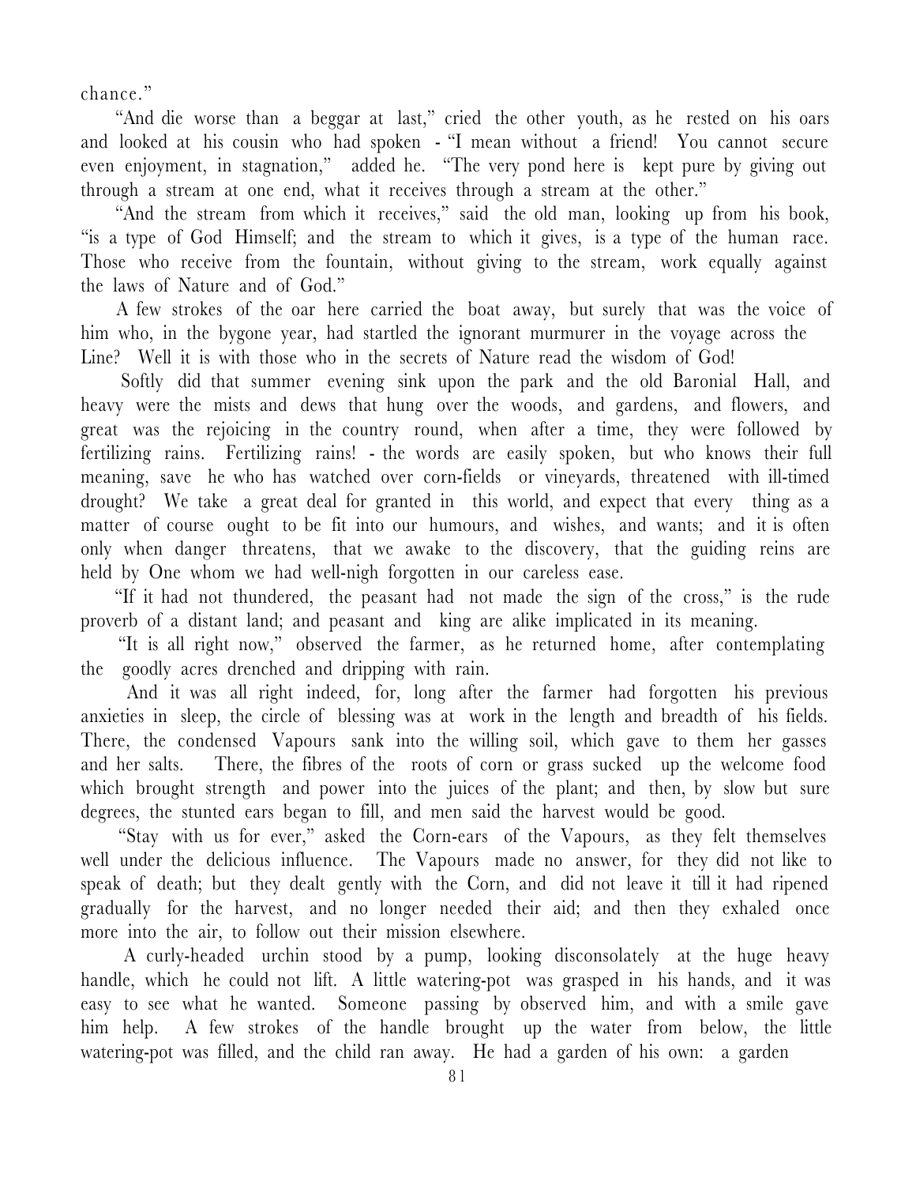chance."

"And die worse than a beggar at last," cried the other youth, as he rested on his oars and looked at his cousin who had spoken - "I mean without a friend! You cannot secure even enjoyment, in stagnation," added he. "The very pond here is kept pure by giving out through a stream at one end, what it receives through a stream at the other."

"And the stream from which it receives," said the old man, looking up from his book, "is a type of God Himself; and the stream to which it gives, is a type of the human race. Those who receive from the fountain, without giving to the stream, work equally against the laws of Nature and of God."

A few strokes of the oar here carried the boat away, but surely that was the voice of him who, in the bygone year, had startled the ignorant murmurer in the voyage across the Line? Well it is with those who in the secrets of Nature read the wisdom of God!

Softly did that summer evening sink upon the park and the old Baronial Hall, and heavy were the mists and dews that hung over the woods, and gardens, and flowers, and great was the rejoicing in the country round, when after a time, they were followed by fertilizing rains. Fertilizing rains! - the words are easily spoken, but who knows their full meaning, save he who has watched over corn-fields or vineyards, threatened with ill-timed drought? We take a great deal for granted in this world, and expect that every thing as a matter of course ought to be fit into our humours, and wishes, and wants; and it is often only when danger threatens, that we awake to the discovery, that the guiding reins are held by One whom we had well-nigh forgotten in our careless ease.

"If it had not thundered, the peasant had not made the sign of the cross," is the rude proverb of a distant land; and peasant and king are alike implicated in its meaning.

"It is all right now," observed the farmer, as he returned home, after contemplating the goodly acres drenched and dripping with rain.

And it was all right indeed, for, long after the farmer had forgotten his previous anxieties in sleep, the circle of blessing was at work in the length and breadth of his fields. There, the condensed Vapours sank into the willing soil, which gave to them her gasses and her salts. There, the fibres of the roots of corn or grass sucked up the welcome food which brought strength and power into the juices of the plant; and then, by slow but sure degrees, the stunted ears began to fill, and men said the harvest would be good.

"Stay with us for ever," asked the Corn-ears of the Vapours, as they felt themselves well under the delicious influence. The Vapours made no answer, for they did not like to speak of death; but they dealt gently with the Corn, and did not leave it till it had ripened gradually for the harvest, and no longer needed their aid; and then they exhaled once more into the air, to follow out their mission elsewhere.

A curly-headed urchin stood by a pump, looking disconsolately at the huge heavy handle, which he could not lift. A little watering-pot was grasped in his hands, and it was easy to see what he wanted. Someone passing by observed him, and with a smile gave him help. A few strokes of the handle brought up the water from below, the little watering-pot was filled, and the child ran away. He had a garden of his own: a garden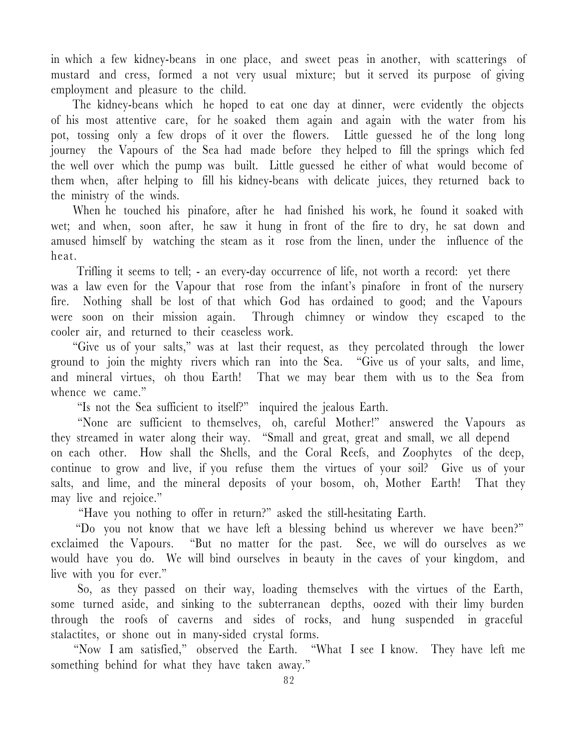in which a few kidney-beans in one place, and sweet peas in another, with scatterings of mustard and cress, formed a not very usual mixture; but it served its purpose of giving employment and pleasure to the child.

The kidney-beans which he hoped to eat one day at dinner, were evidently the objects of his most attentive care, for he soaked them again and again with the water from his pot, tossing only a few drops of it over the flowers. Little guessed he of the long long journey the Vapours of the Sea had made before they helped to fill the springs which fed the well over which the pump was built. Little guessed he either of what would become of them when, after helping to fill his kidney-beans with delicate juices, they returned back to the ministry of the winds.

When he touched his pinafore, after he had finished his work, he found it soaked with wet; and when, soon after, he saw it hung in front of the fire to dry, he sat down and amused himself by watching the steam as it rose from the linen, under the influence of the heat.

Trifling it seems to tell; - an every-day occurrence of life, not worth a record: yet there was a law even for the Vapour that rose from the infant's pinafore in front of the nursery fire. Nothing shall be lost of that which God has ordained to good; and the Vapours were soon on their mission again. Through chimney or window they escaped to the cooler air, and returned to their ceaseless work.

"Give us of your salts," was at last their request, as they percolated through the lower ground to join the mighty rivers which ran into the Sea. "Give us of your salts, and lime, and mineral virtues, oh thou Earth! That we may bear them with us to the Sea from whence we came."

"Is not the Sea sufficient to itself?" inquired the jealous Earth.

"None are sufficient to themselves, oh, careful Mother!" answered the Vapours as they streamed in water along their way. "Small and great, great and small, we all depend on each other. How shall the Shells, and the Coral Reefs, and Zoophytes of the deep, continue to grow and live, if you refuse them the virtues of your soil? Give us of your salts, and lime, and the mineral deposits of your bosom, oh, Mother Earth! That they may live and rejoice."

"Have you nothing to offer in return?" asked the still-hesitating Earth.

"Do you not know that we have left a blessing behind us wherever we have been?" exclaimed the Vapours. "But no matter for the past. See, we will do ourselves as we would have you do. We will bind ourselves in beauty in the caves of your kingdom, and live with you for ever."

So, as they passed on their way, loading themselves with the virtues of the Earth, some turned aside, and sinking to the subterranean depths, oozed with their limy burden through the roofs of caverns and sides of rocks, and hung suspended in graceful stalactites, or shone out in many-sided crystal forms.

"Now I am satisfied," observed the Earth. "What I see I know. They have left me something behind for what they have taken away."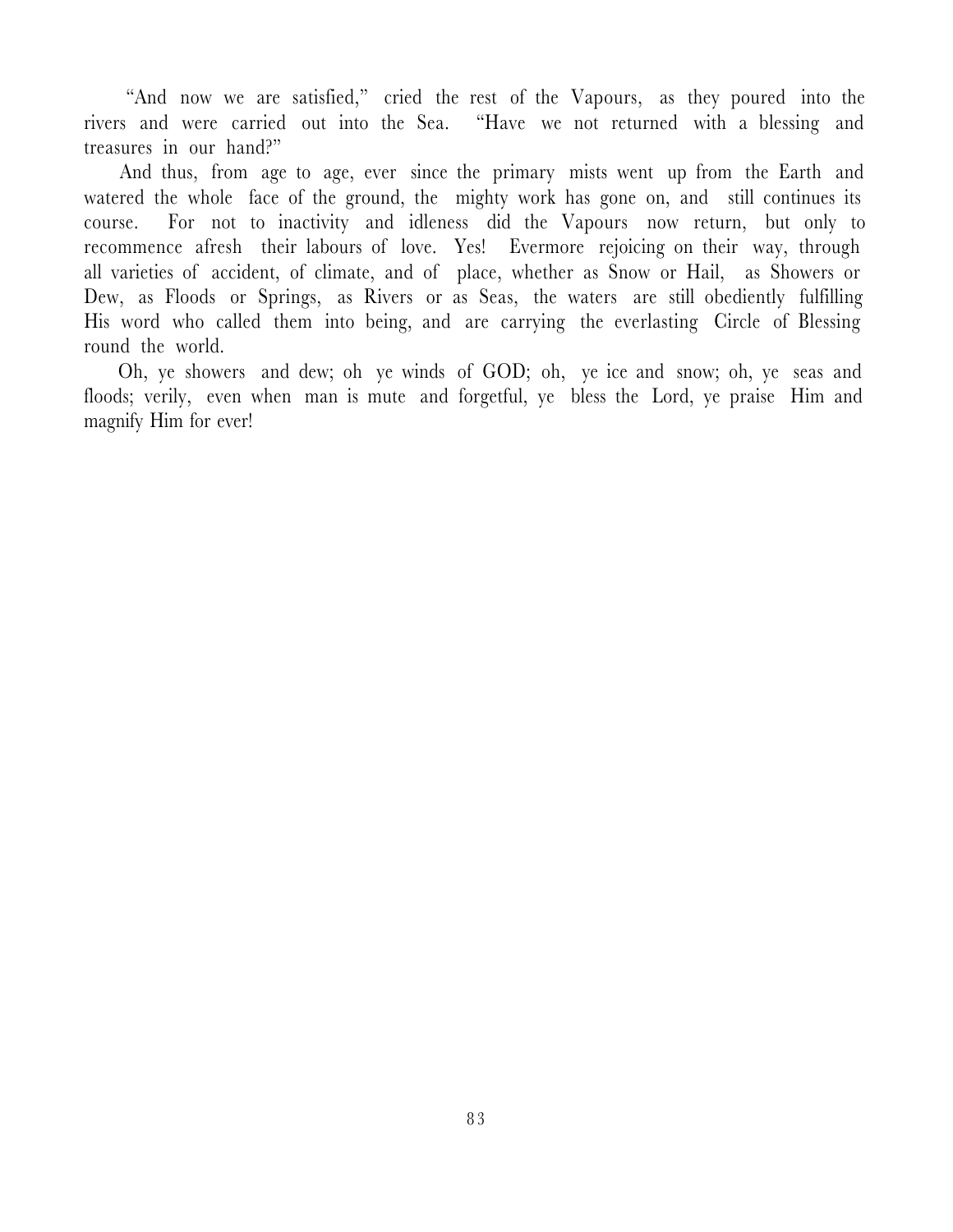"And now we are satisfied," cried the rest of the Vapours, as they poured into the rivers and were carried out into the Sea. "Have we not returned with a blessing and treasures in our hand?"

And thus, from age to age, ever since the primary mists went up from the Earth and watered the whole face of the ground, the mighty work has gone on, and still continues its course. For not to inactivity and idleness did the Vapours now return, but only to recommence afresh their labours of love. Yes! Evermore rejoicing on their way, through all varieties of accident, of climate, and of place, whether as Snow or Hail, as Showers or Dew, as Floods or Springs, as Rivers or as Seas, the waters are still obediently fulfilling His word who called them into being, and are carrying the everlasting Circle of Blessing round the world.

Oh, ye showers and dew; oh ye winds of GOD; oh, ye ice and snow; oh, ye seas and floods; verily, even when man is mute and forgetful, ye bless the Lord, ye praise Him and magnify Him for ever!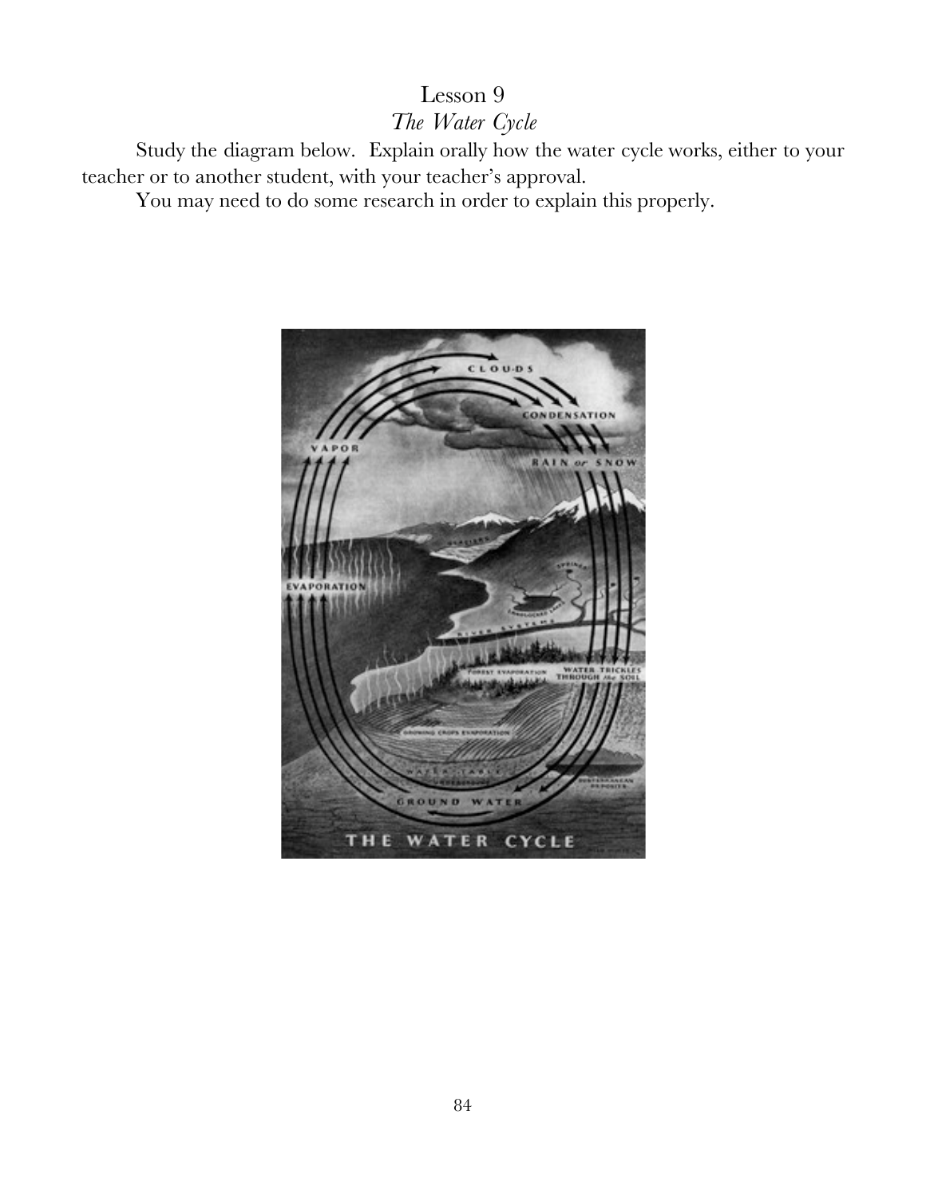# Lesson 9

## *The Water Cycle*

Study the diagram below. Explain orally how the water cycle works, either to your teacher or to another student, with your teacher's approval.

You may need to do some research in order to explain this properly.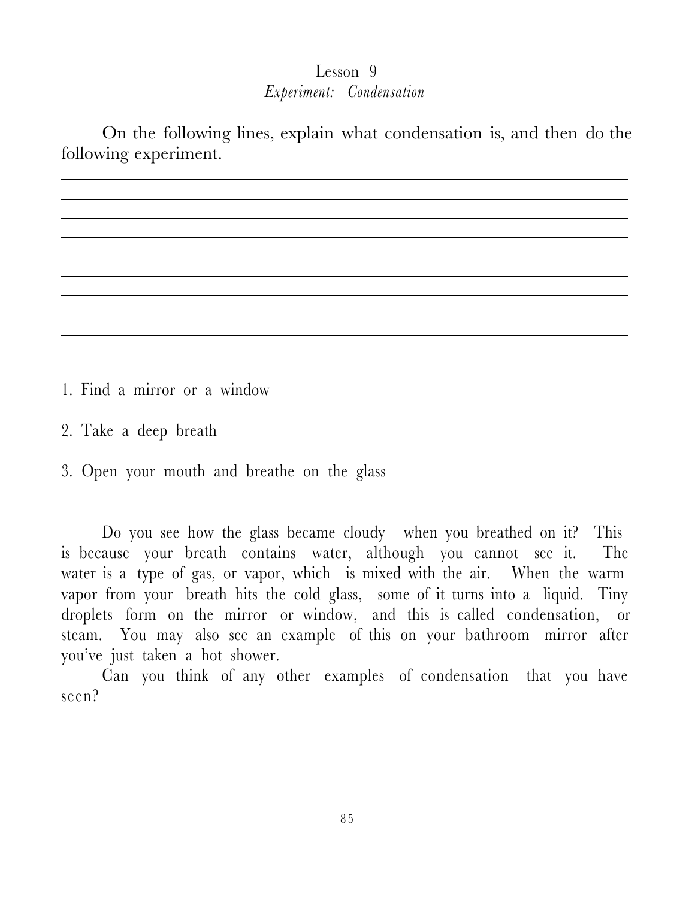# Lesson 9
## *Experiment: Condensation*

On the following lines, explain what condensation is, and then do the following experiment.

1. Find a mirror or a window

2. Take a deep breath

3. Open your mouth and breathe on the glass

Do you see how the glass became cloudy when you breathed on it? This is because your breath contains water, although you cannot see it. The water is a type of gas, or vapor, which is mixed with the air. When the warm vapor from your breath hits the cold glass, some of it turns into a liquid. Tiny droplets form on the mirror or window, and this is called condensation, or steam. You may also see an example of this on your bathroom mirror after you've just taken a hot shower.

Can you think of any other examples of condensation that you have seen?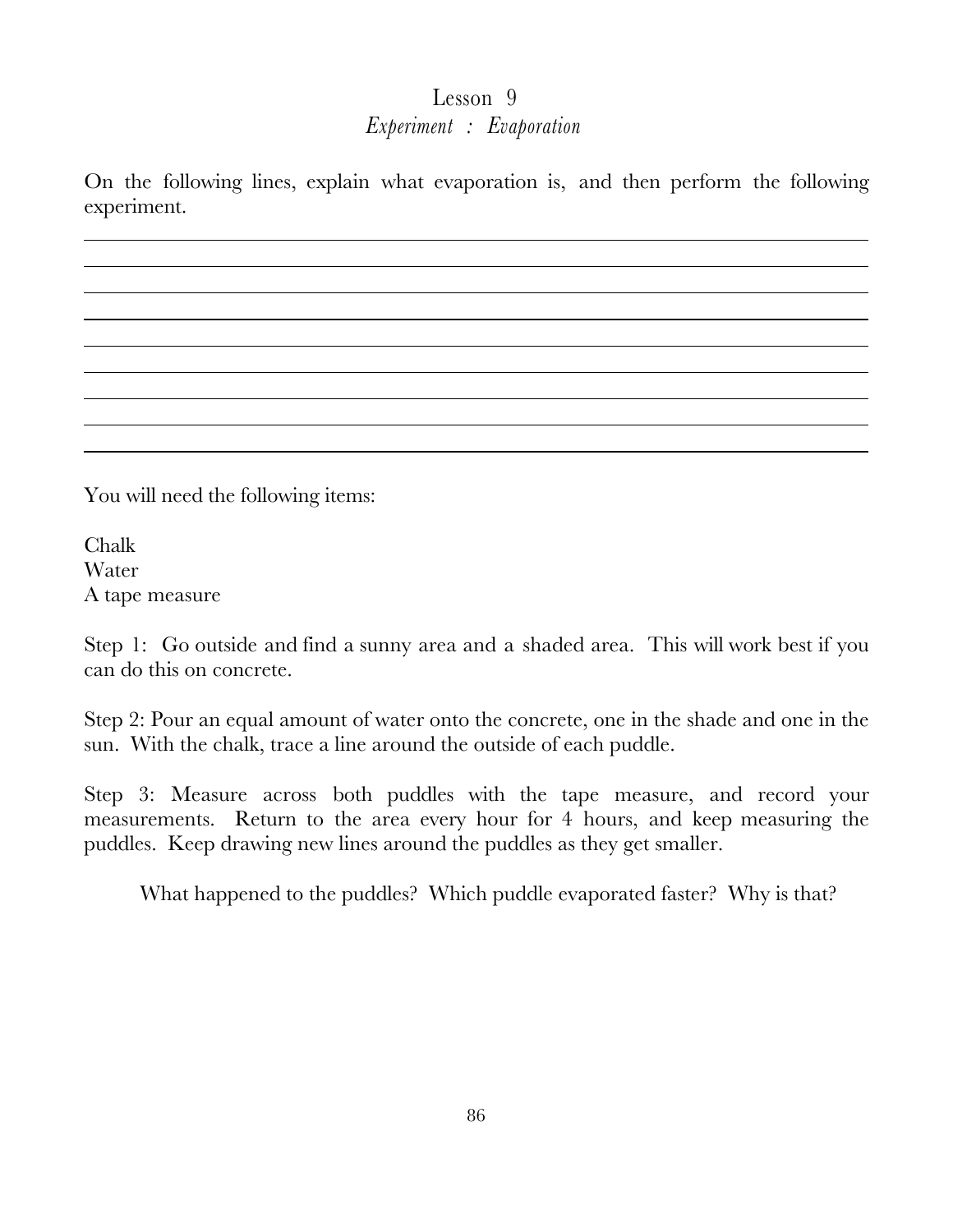# Lesson 9

## *Experiment : Evaporation*

On the following lines, explain what evaporation is, and then perform the following experiment.

______________________________________________________________________

______________________________________________________________________

______________________________________________________________________

______________________________________________________________________

______________________________________________________________________

______________________________________________________________________

______________________________________________________________________

______________________________________________________________________

______________________________________________________________________

You will need the following items:

Chalk
Water
A tape measure

Step 1: Go outside and find a sunny area and a shaded area. This will work best if you can do this on concrete.

Step 2: Pour an equal amount of water onto the concrete, one in the shade and one in the sun. With the chalk, trace a line around the outside of each puddle.

Step 3: Measure across both puddles with the tape measure, and record your measurements. Return to the area every hour for 4 hours, and keep measuring the puddles. Keep drawing new lines around the puddles as they get smaller.

What happened to the puddles? Which puddle evaporated faster? Why is that?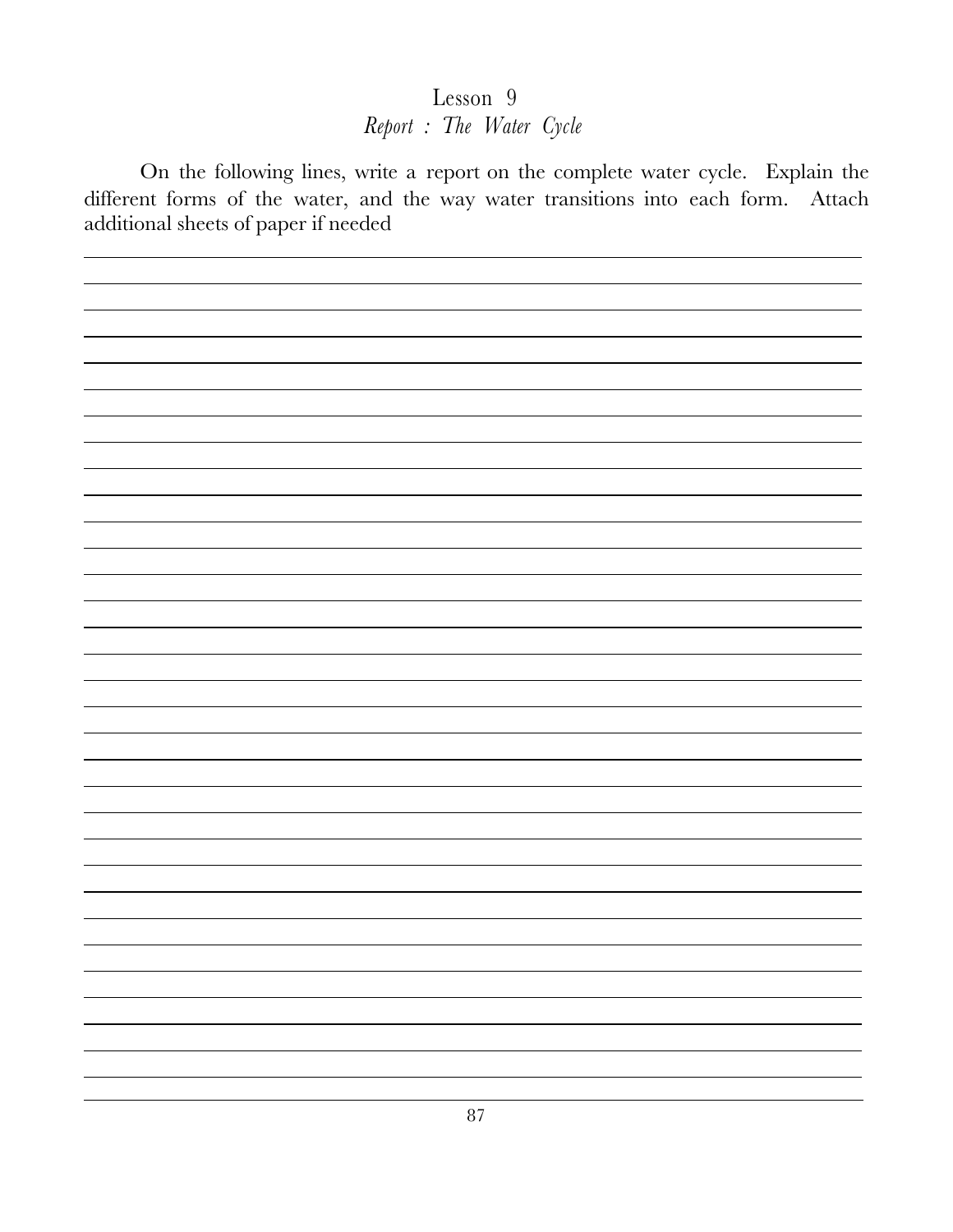# Lesson 9

## *Report : The Water Cycle*

On the following lines, write a report on the complete water cycle. Explain the different forms of the water, and the way water transitions into each form. Attach additional sheets of paper if needed